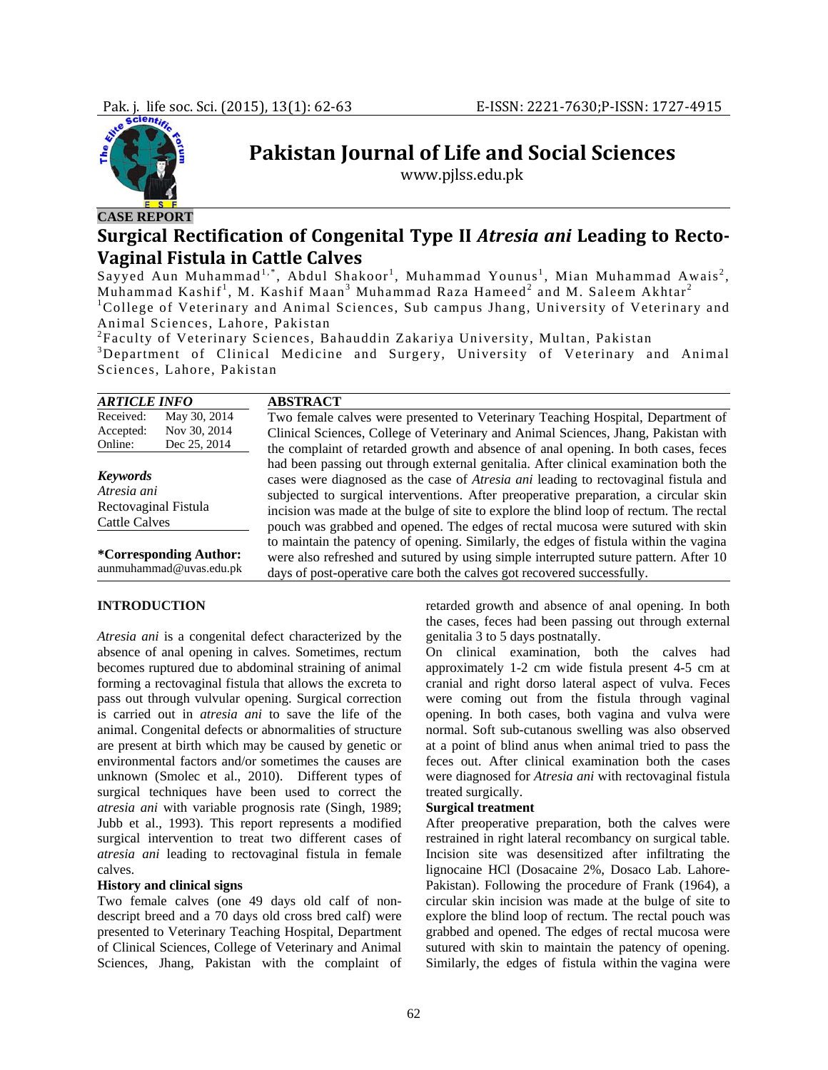CASE REPORT

# Surgical Rectification of Congenital Type II *Atresia ani* Leading to Recto-Vaginal Fistula in Cattle Calves

Sayyed Aun Muhammad[1,*], Abdul Shakoor[1], Muhammad Younus[1], Mian Muhammad Awais[2], Muhammad Kashif[1], M. Kashif Maan[3] Muhammad Raza Hameed[2] and M. Saleem Akhtar[2]

[1]College of Veterinary and Animal Sciences, Sub campus Jhang, University of Veterinary and Animal Sciences, Lahore, Pakistan

[2]Faculty of Veterinary Sciences, Bahauddin Zakariya University, Multan, Pakistan

[3]Department of Clinical Medicine and Surgery, University of Veterinary and Animal Sciences, Lahore, Pakistan

| *ARTICLE INFO* | |
|---|---|
| Received: | May 30, 2014 |
| Accepted: | Nov 30, 2014 |
| Online: | Dec 25, 2014 |

***Keywords***
*Atresia ani*
Rectovaginal Fistula
Cattle Calves

**\*Corresponding Author:**
aunmuhammad@uvas.edu.pk

## ABSTRACT

Two female calves were presented to Veterinary Teaching Hospital, Department of Clinical Sciences, College of Veterinary and Animal Sciences, Jhang, Pakistan with the complaint of retarded growth and absence of anal opening. In both cases, feces had been passing out through external genitalia. After clinical examination both the cases were diagnosed as the case of *Atresia ani* leading to rectovaginal fistula and subjected to surgical interventions. After preoperative preparation, a circular skin incision was made at the bulge of site to explore the blind loop of rectum. The rectal pouch was grabbed and opened. The edges of rectal mucosa were sutured with skin to maintain the patency of opening. Similarly, the edges of fistula within the vagina were also refreshed and sutured by using simple interrupted suture pattern. After 10 days of post-operative care both the calves got recovered successfully.

## INTRODUCTION

*Atresia ani* is a congenital defect characterized by the absence of anal opening in calves. Sometimes, rectum becomes ruptured due to abdominal straining of animal forming a rectovaginal fistula that allows the excreta to pass out through vulvular opening. Surgical correction is carried out in *atresia ani* to save the life of the animal. Congenital defects or abnormalities of structure are present at birth which may be caused by genetic or environmental factors and/or sometimes the causes are unknown (Smolec et al., 2010). Different types of surgical techniques have been used to correct the *atresia ani* with variable prognosis rate (Singh, 1989; Jubb et al., 1993). This report represents a modified surgical intervention to treat two different cases of *atresia ani* leading to rectovaginal fistula in female calves.

### History and clinical signs

Two female calves (one 49 days old calf of non-descript breed and a 70 days old cross bred calf) were presented to Veterinary Teaching Hospital, Department of Clinical Sciences, College of Veterinary and Animal Sciences, Jhang, Pakistan with the complaint of retarded growth and absence of anal opening. In both the cases, feces had been passing out through external genitalia 3 to 5 days postnatally.

On clinical examination, both the calves had approximately 1-2 cm wide fistula present 4-5 cm at cranial and right dorso lateral aspect of vulva. Feces were coming out from the fistula through vaginal opening. In both cases, both vagina and vulva were normal. Soft sub-cutanous swelling was also observed at a point of blind anus when animal tried to pass the feces out. After clinical examination both the cases were diagnosed for *Atresia ani* with rectovaginal fistula treated surgically.

### Surgical treatment

After preoperative preparation, both the calves were restrained in right lateral recombancy on surgical table. Incision site was desensitized after infiltrating the lignocaine HCl (Dosacaine 2%, Dosaco Lab. Lahore-Pakistan). Following the procedure of Frank (1964), a circular skin incision was made at the bulge of site to explore the blind loop of rectum. The rectal pouch was grabbed and opened. The edges of rectal mucosa were sutured with skin to maintain the patency of opening. Similarly, the edges of fistula within the vagina were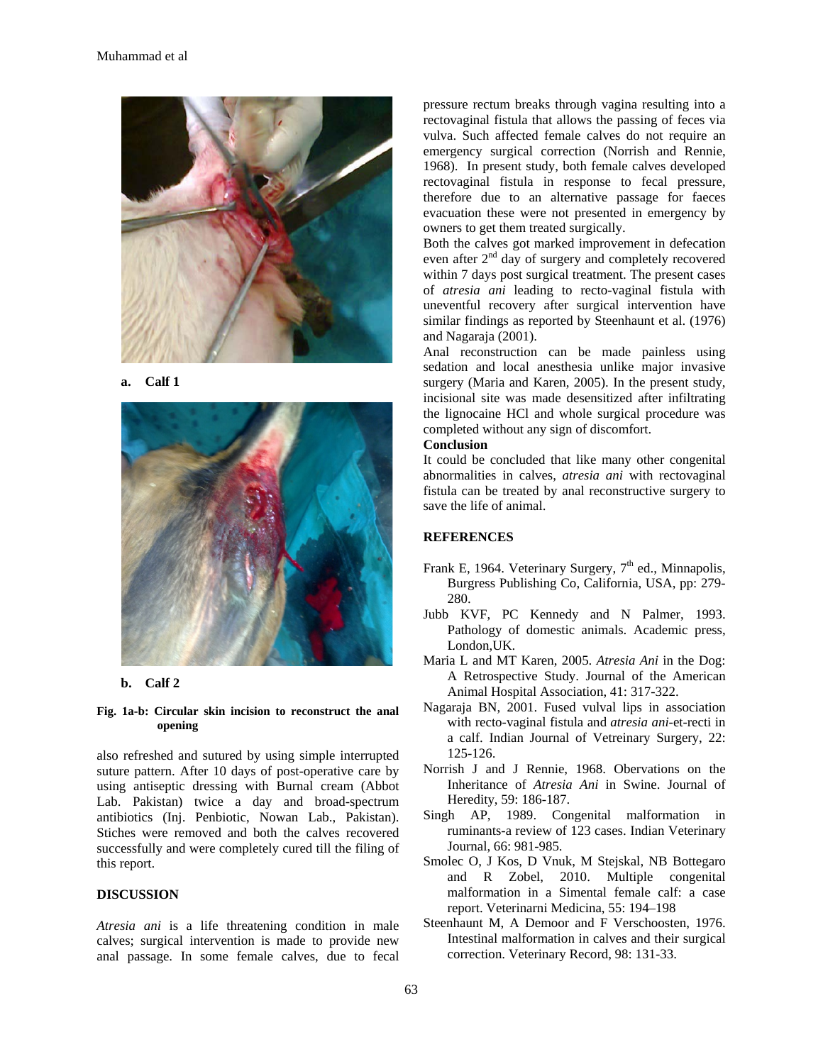a. **Calf 1**

b. **Calf 2**

**Fig. 1a-b: Circular skin incision to reconstruct the anal opening**

also refreshed and sutured by using simple interrupted suture pattern. After 10 days of post-operative care by using antiseptic dressing with Burnal cream (Abbot Lab. Pakistan) twice a day and broad-spectrum antibiotics (Inj. Penbiotic, Nowan Lab., Pakistan). Stiches were removed and both the calves recovered successfully and were completely cured till the filing of this report.

## DISCUSSION

*Atresia ani* is a life threatening condition in male calves; surgical intervention is made to provide new anal passage. In some female calves, due to fecal pressure rectum breaks through vagina resulting into a rectovaginal fistula that allows the passing of feces via vulva. Such affected female calves do not require an emergency surgical correction (Norrish and Rennie, 1968). In present study, both female calves developed rectovaginal fistula in response to fecal pressure, therefore due to an alternative passage for faeces evacuation these were not presented in emergency by owners to get them treated surgically.

Both the calves got marked improvement in defecation even after 2nd day of surgery and completely recovered within 7 days post surgical treatment. The present cases of *atresia ani* leading to recto-vaginal fistula with uneventful recovery after surgical intervention have similar findings as reported by Steenhaunt et al. (1976) and Nagaraja (2001).

Anal reconstruction can be made painless using sedation and local anesthesia unlike major invasive surgery (Maria and Karen, 2005). In the present study, incisional site was made desensitized after infiltrating the lignocaine HCl and whole surgical procedure was completed without any sign of discomfort.

## Conclusion

It could be concluded that like many other congenital abnormalities in calves, *atresia ani* with rectovaginal fistula can be treated by anal reconstructive surgery to save the life of animal.

## REFERENCES

Frank E, 1964. Veterinary Surgery, 7th ed., Minnapolis, Burgress Publishing Co, California, USA, pp: 279-280.

Jubb KVF, PC Kennedy and N Palmer, 1993. Pathology of domestic animals. Academic press, London,UK.

Maria L and MT Karen, 2005. *Atresia Ani* in the Dog: A Retrospective Study. Journal of the American Animal Hospital Association, 41: 317-322.

Nagaraja BN, 2001. Fused vulval lips in association with recto-vaginal fistula and *atresia ani*-et-recti in a calf. Indian Journal of Vetreinary Surgery, 22: 125-126.

Norrish J and J Rennie, 1968. Observations on the Inheritance of *Atresia Ani* in Swine. Journal of Heredity, 59: 186-187.

Singh AP, 1989. Congenital malformation in ruminants-a review of 123 cases. Indian Veterinary Journal, 66: 981-985.

Smolec O, J Kos, D Vnuk, M Stejskal, NB Bottegaro and R Zobel, 2010. Multiple congenital malformation in a Simental female calf: a case report. Veterinarni Medicina, 55: 194–198

Steenhaunt M, A Demoor and F Verschoosten, 1976. Intestinal malformation in calves and their surgical correction. Veterinary Record, 98: 131-33.